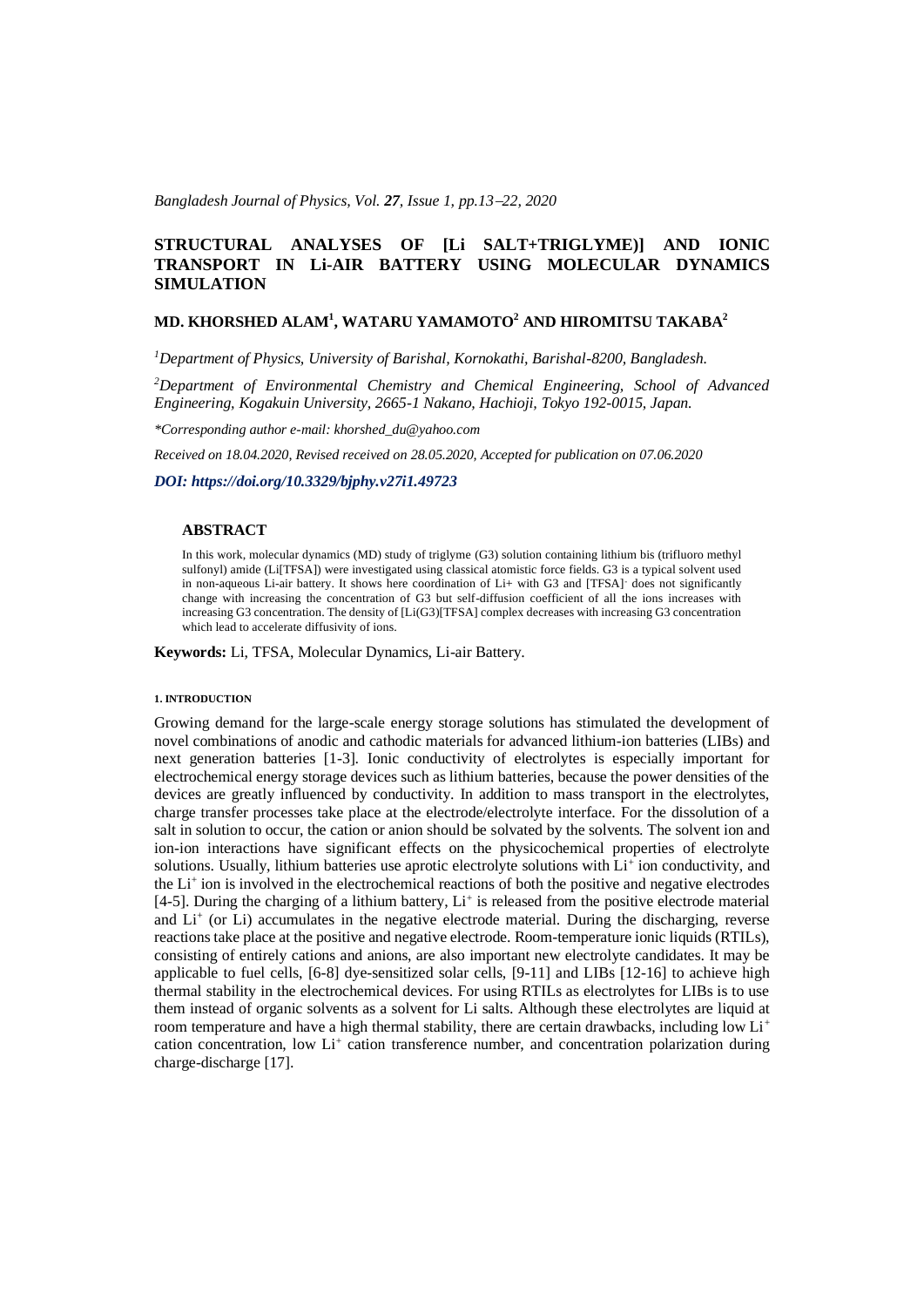# STRUCTURAL ANALYSES OF [Li SALT+TRIGLYME)] AND IONIC TRANSPORT IN Li-AIR BATTERY USING MOLECULAR DYNAMICS SIMULATION

**MD. KHORSHED ALAM[1], WATARU YAMAMOTO[2] AND HIROMITSU TAKABA[2]**

[1]*Department of Physics, University of Barishal, Kornokathi, Barishal-8200, Bangladesh.*

[2]*Department of Environmental Chemistry and Chemical Engineering, School of Advanced Engineering, Kogakuin University, 2665-1 Nakano, Hachioji, Tokyo 192-0015, Japan.*

*\*Corresponding author e-mail: khorshed_du@yahoo.com*

*Received on 18.04.2020, Revised received on 28.05.2020, Accepted for publication on 07.06.2020*

***DOI: https://doi.org/10.3329/bjphy.v27i1.49723***

## ABSTRACT

In this work, molecular dynamics (MD) study of triglyme (G3) solution containing lithium bis (trifluoro methyl sulfonyl) amide (Li[TFSA]) were investigated using classical atomistic force fields. G3 is a typical solvent used in non-aqueous Li-air battery. It shows here coordination of Li+ with G3 and $[TFSA]^-$ does not significantly change with increasing the concentration of G3 but self-diffusion coefficient of all the ions increases with increasing G3 concentration. The density of [Li(G3)[TFSA] complex decreases with increasing G3 concentration which lead to accelerate diffusivity of ions.

**Keywords:** Li, TFSA, Molecular Dynamics, Li-air Battery.

## 1. INTRODUCTION

Growing demand for the large-scale energy storage solutions has stimulated the development of novel combinations of anodic and cathodic materials for advanced lithium-ion batteries (LIBs) and next generation batteries [1-3]. Ionic conductivity of electrolytes is especially important for electrochemical energy storage devices such as lithium batteries, because the power densities of the devices are greatly influenced by conductivity. In addition to mass transport in the electrolytes, charge transfer processes take place at the electrode/electrolyte interface. For the dissolution of a salt in solution to occur, the cation or anion should be solvated by the solvents. The solvent ion and ion-ion interactions have significant effects on the physicochemical properties of electrolyte solutions. Usually, lithium batteries use aprotic electrolyte solutions with $Li^+$ ion conductivity, and the $Li^+$ ion is involved in the electrochemical reactions of both the positive and negative electrodes [4-5]. During the charging of a lithium battery, $Li^+$ is released from the positive electrode material and $Li^+$ (or Li) accumulates in the negative electrode material. During the discharging, reverse reactions take place at the positive and negative electrode. Room-temperature ionic liquids (RTILs), consisting of entirely cations and anions, are also important new electrolyte candidates. It may be applicable to fuel cells, [6-8] dye-sensitized solar cells, [9-11] and LIBs [12-16] to achieve high thermal stability in the electrochemical devices. For using RTILs as electrolytes for LIBs is to use them instead of organic solvents as a solvent for Li salts. Although these electrolytes are liquid at room temperature and have a high thermal stability, there are certain drawbacks, including low $Li^+$ cation concentration, low $Li^+$ cation transference number, and concentration polarization during charge-discharge [17].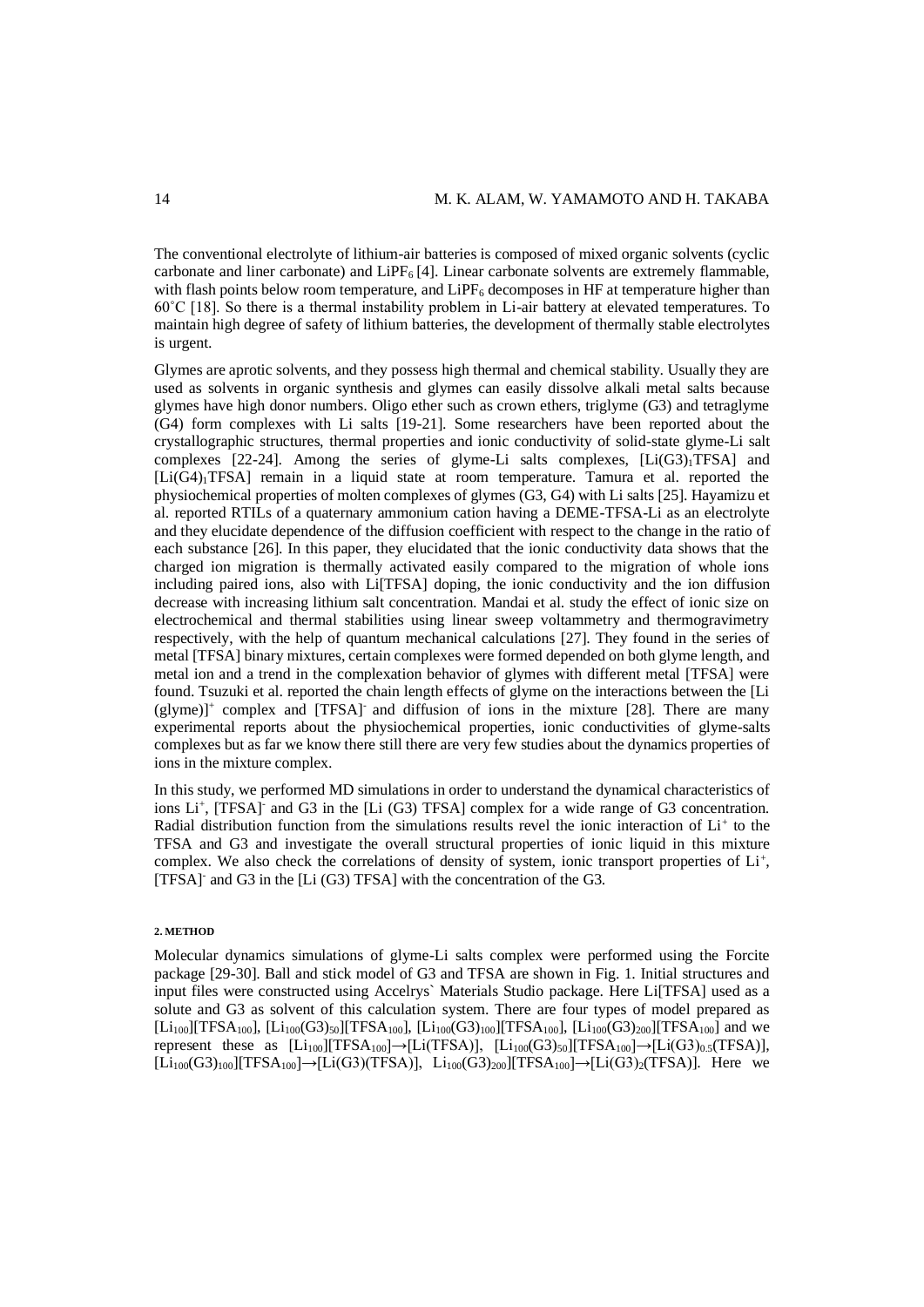The conventional electrolyte of lithium-air batteries is composed of mixed organic solvents (cyclic carbonate and liner carbonate) and $LiPF_6$ [4]. Linear carbonate solvents are extremely flammable, with flash points below room temperature, and $LiPF_6$ decomposes in HF at temperature higher than 60˚C [18]. So there is a thermal instability problem in Li-air battery at elevated temperatures. To maintain high degree of safety of lithium batteries, the development of thermally stable electrolytes is urgent.

Glymes are aprotic solvents, and they possess high thermal and chemical stability. Usually they are used as solvents in organic synthesis and glymes can easily dissolve alkali metal salts because glymes have high donor numbers. Oligo ether such as crown ethers, triglyme (G3) and tetraglyme (G4) form complexes with Li salts [19-21]. Some researchers have been reported about the crystallographic structures, thermal properties and ionic conductivity of solid-state glyme-Li salt complexes [22-24]. Among the series of glyme-Li salts complexes, $[Li(G3)_1TFSA]$ and $[Li(G4)_1TFSA]$ remain in a liquid state at room temperature. Tamura et al. reported the physiochemical properties of molten complexes of glymes (G3, G4) with Li salts [25]. Hayamizu et al. reported RTILs of a quaternary ammonium cation having a DEME-TFSA-Li as an electrolyte and they elucidate dependence of the diffusion coefficient with respect to the change in the ratio of each substance [26]. In this paper, they elucidated that the ionic conductivity data shows that the charged ion migration is thermally activated easily compared to the migration of whole ions including paired ions, also with Li[TFSA] doping, the ionic conductivity and the ion diffusion decrease with increasing lithium salt concentration. Mandai et al. study the effect of ionic size on electrochemical and thermal stabilities using linear sweep voltammetry and thermogravimetry respectively, with the help of quantum mechanical calculations [27]. They found in the series of metal [TFSA] binary mixtures, certain complexes were formed depended on both glyme length, and metal ion and a trend in the complexation behavior of glymes with different metal [TFSA] were found. Tsuzuki et al. reported the chain length effects of glyme on the interactions between the $[Li(glyme)]^+$ complex and $[TFSA]^-$ and diffusion of ions in the mixture [28]. There are many experimental reports about the physiochemical properties, ionic conductivities of glyme-salts complexes but as far we know there still there are very few studies about the dynamics properties of ions in the mixture complex.

In this study, we performed MD simulations in order to understand the dynamical characteristics of ions $Li^+$, $[TFSA]^-$ and G3 in the [Li (G3) TFSA] complex for a wide range of G3 concentration. Radial distribution function from the simulations results revel the ionic interaction of $Li^+$ to the TFSA and G3 and investigate the overall structural properties of ionic liquid in this mixture complex. We also check the correlations of density of system, ionic transport properties of $Li^+$, $[TFSA]^-$ and G3 in the [Li (G3) TFSA] with the concentration of the G3.

#### 2. METHOD

Molecular dynamics simulations of glyme-Li salts complex were performed using the Forcite package [29-30]. Ball and stick model of G3 and TFSA are shown in Fig. 1. Initial structures and input files were constructed using Accelrys` Materials Studio package. Here Li[TFSA] used as a solute and G3 as solvent of this calculation system. There are four types of model prepared as $[Li_{100}][TFSA_{100}]$, $[Li_{100}(G3)_{50}][TFSA_{100}]$, $[Li_{100}(G3)_{100}][TFSA_{100}]$, $[Li_{100}(G3)_{200}][TFSA_{100}]$ and we represent these as $[Li_{100}][TFSA_{100}]\rightarrow[Li(TFSA)]$, $[Li_{100}(G3)_{50}][TFSA_{100}]\rightarrow[Li(G3)_{0.5}(TFSA)]$, $[Li_{100}(G3)_{100}][TFSA_{100}]\rightarrow[Li(G3)(TFSA)]$, $Li_{100}(G3)_{200}][TFSA_{100}]\rightarrow[Li(G3)_2(TFSA)]$. Here we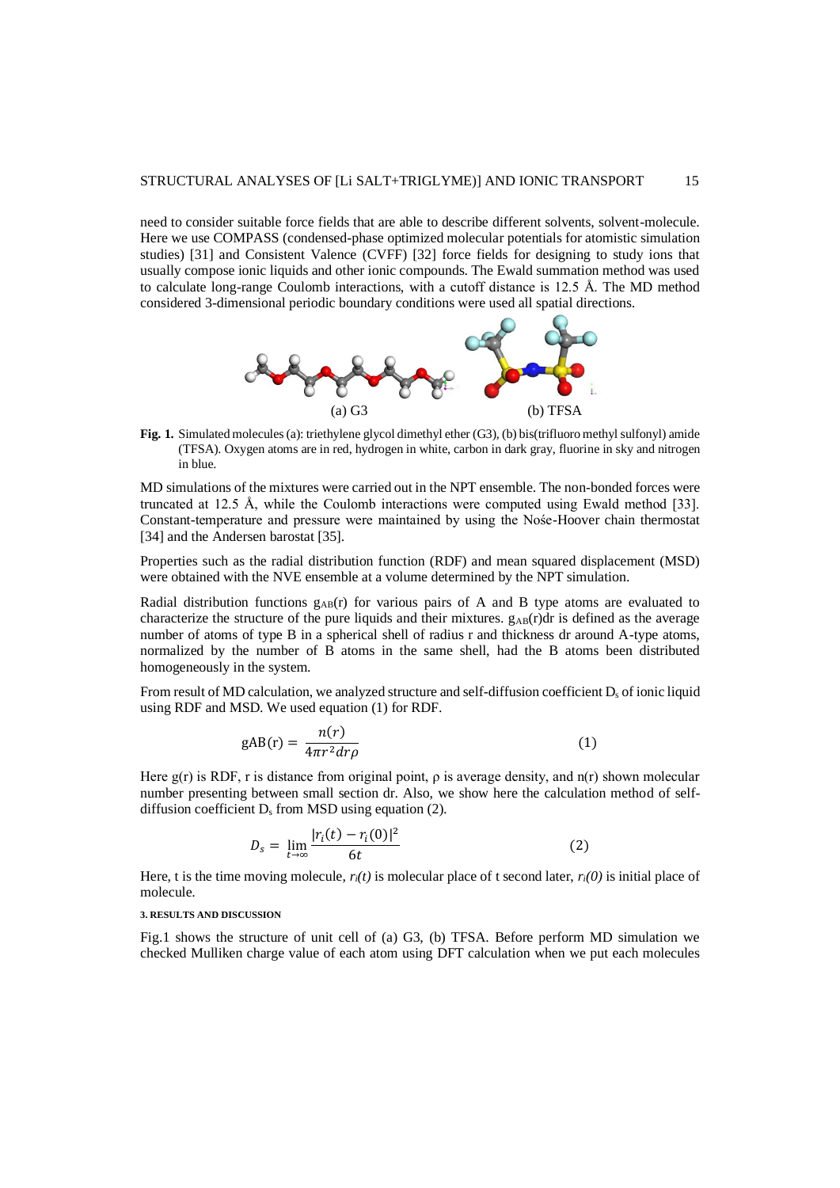need to consider suitable force fields that are able to describe different solvents, solvent-molecule. Here we use COMPASS (condensed-phase optimized molecular potentials for atomistic simulation studies) [31] and Consistent Valence (CVFF) [32] force fields for designing to study ions that usually compose ionic liquids and other ionic compounds. The Ewald summation method was used to calculate long-range Coulomb interactions, with a cutoff distance is 12.5 Å. The MD method considered 3-dimensional periodic boundary conditions were used all spatial directions.

(a) G3 (b) TFSA

**Fig. 1.** Simulated molecules (a): triethylene glycol dimethyl ether (G3), (b) bis(trifluoro methyl sulfonyl) amide (TFSA). Oxygen atoms are in red, hydrogen in white, carbon in dark gray, fluorine in sky and nitrogen in blue.

MD simulations of the mixtures were carried out in the NPT ensemble. The non-bonded forces were truncated at 12.5 Å, while the Coulomb interactions were computed using Ewald method [33]. Constant-temperature and pressure were maintained by using the Nośe-Hoover chain thermostat [34] and the Andersen barostat [35].

Properties such as the radial distribution function (RDF) and mean squared displacement (MSD) were obtained with the NVE ensemble at a volume determined by the NPT simulation.

Radial distribution functions $g_{AB}(r)$ for various pairs of A and B type atoms are evaluated to characterize the structure of the pure liquids and their mixtures. $g_{AB}(r)dr$ is defined as the average number of atoms of type B in a spherical shell of radius r and thickness dr around A-type atoms, normalized by the number of B atoms in the same shell, had the B atoms been distributed homogeneously in the system.

From result of MD calculation, we analyzed structure and self-diffusion coefficient $D_s$ of ionic liquid using RDF and MSD. We used equation (1) for RDF.

$$\mathrm{gAB}(r) = \frac{n(r)}{4\pi r^2 dr \rho} \tag{1}$$

Here g(r) is RDF, r is distance from original point, ρ is average density, and n(r) shown molecular number presenting between small section dr. Also, we show here the calculation method of self-diffusion coefficient $D_s$ from MSD using equation (2).

$$D_s = \lim_{t\to\infty} \frac{|r_i(t) - r_i(0)|^2}{6t} \tag{2}$$

Here, t is the time moving molecule, $r_i(t)$ is molecular place of t second later, $r_i(0)$ is initial place of molecule.

### 3. RESULTS AND DISCUSSION

Fig.1 shows the structure of unit cell of (a) G3, (b) TFSA. Before perform MD simulation we checked Mulliken charge value of each atom using DFT calculation when we put each molecules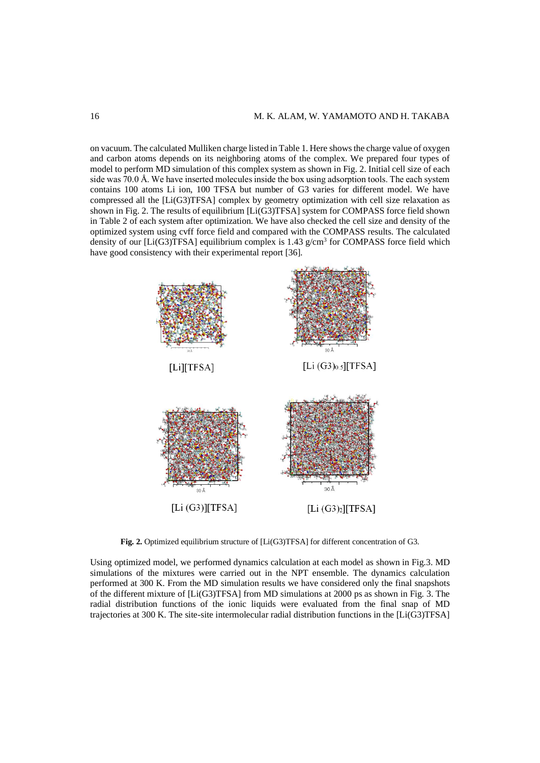on vacuum. The calculated Mulliken charge listed in Table 1. Here shows the charge value of oxygen and carbon atoms depends on its neighboring atoms of the complex. We prepared four types of model to perform MD simulation of this complex system as shown in Fig. 2. Initial cell size of each side was 70.0 Å. We have inserted molecules inside the box using adsorption tools. The each system contains 100 atoms Li ion, 100 TFSA but number of G3 varies for different model. We have compressed all the [Li(G3)TFSA] complex by geometry optimization with cell size relaxation as shown in Fig. 2. The results of equilibrium [Li(G3)TFSA] system for COMPASS force field shown in Table 2 of each system after optimization. We have also checked the cell size and density of the optimized system using cvff force field and compared with the COMPASS results. The calculated density of our [Li(G3)TFSA] equilibrium complex is 1.43 g/cm$^3$ for COMPASS force field which have good consistency with their experimental report [36].

[Li][TFSA]

[Li (G3)$_{0.5}$][TFSA]

[Li (G3)][TFSA]

[Li (G3)$_2$][TFSA]

**Fig. 2.** Optimized equilibrium structure of [Li(G3)TFSA] for different concentration of G3.

Using optimized model, we performed dynamics calculation at each model as shown in Fig.3. MD simulations of the mixtures were carried out in the NPT ensemble. The dynamics calculation performed at 300 K. From the MD simulation results we have considered only the final snapshots of the different mixture of [Li(G3)TFSA] from MD simulations at 2000 ps as shown in Fig. 3. The radial distribution functions of the ionic liquids were evaluated from the final snap of MD trajectories at 300 K. The site-site intermolecular radial distribution functions in the [Li(G3)TFSA]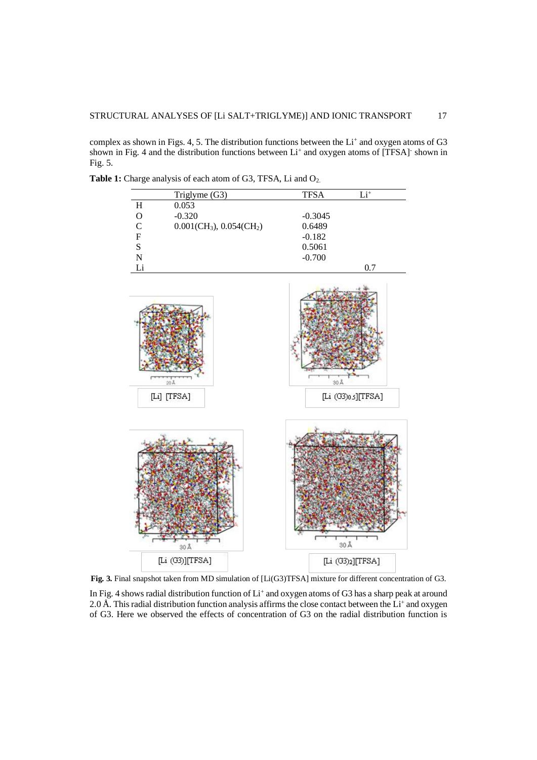complex as shown in Figs. 4, 5. The distribution functions between the $Li^+$ and oxygen atoms of G3 shown in Fig. 4 and the distribution functions between $Li^+$ and oxygen atoms of $[TFSA]^-$ shown in Fig. 5.

**Table 1:** Charge analysis of each atom of G3, TFSA, Li and $O_2$.

| | Triglyme (G3) | TFSA | $Li^+$ |
|---|---|---|---|
| H | 0.053 | | |
| O | -0.320 | -0.3045 | |
| C | 0.001($CH_3$), 0.054($CH_2$) | 0.6489 | |
| F | | -0.182 | |
| S | | 0.5061 | |
| N | | -0.700 | |
| Li | | | 0.7 |

**Fig. 3.** Final snapshot taken from MD simulation of [Li(G3)TFSA] mixture for different concentration of G3.

In Fig. 4 shows radial distribution function of $Li^+$ and oxygen atoms of G3 has a sharp peak at around 2.0 Å. This radial distribution function analysis affirms the close contact between the $Li^+$ and oxygen of G3. Here we observed the effects of concentration of G3 on the radial distribution function is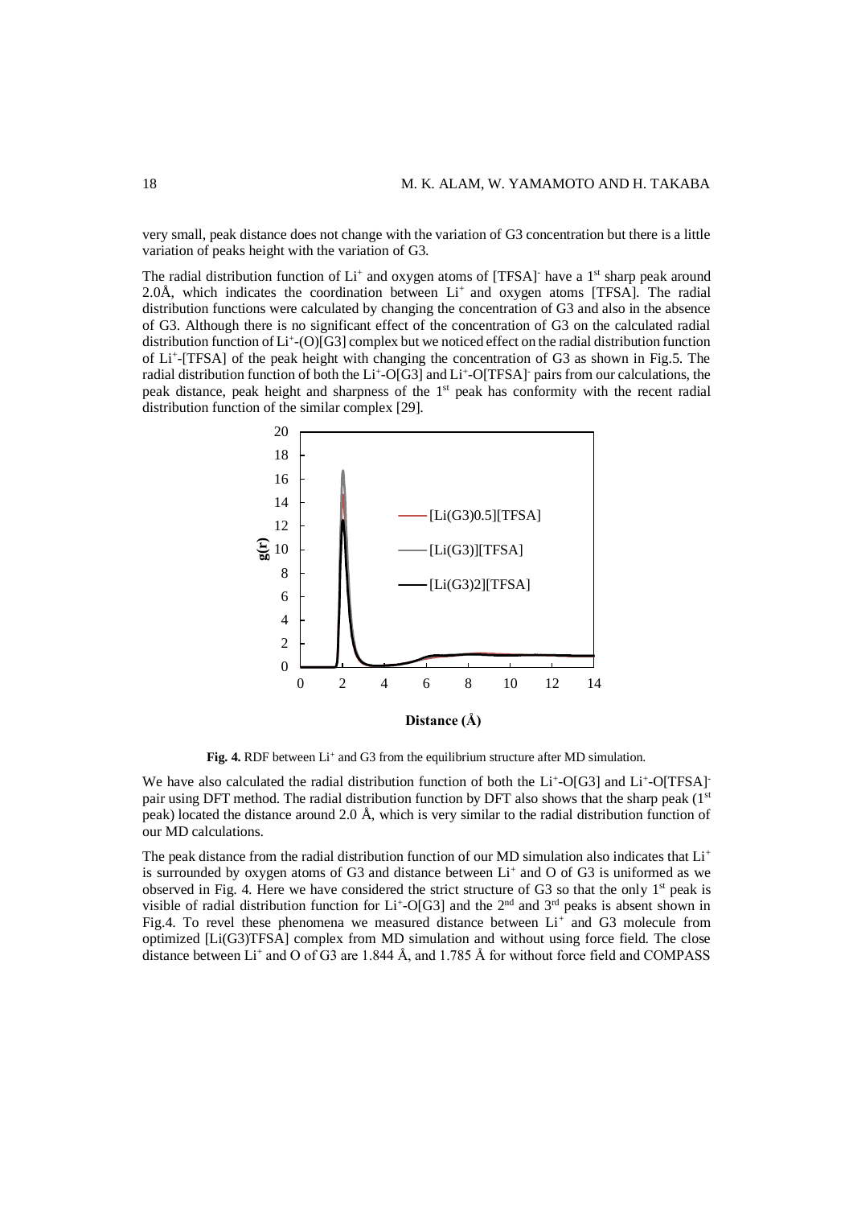very small, peak distance does not change with the variation of G3 concentration but there is a little variation of peaks height with the variation of G3.

The radial distribution function of $Li^+$ and oxygen atoms of $[TFSA]^-$ have a 1st sharp peak around 2.0Å, which indicates the coordination between $Li^+$ and oxygen atoms [TFSA]. The radial distribution functions were calculated by changing the concentration of G3 and also in the absence of G3. Although there is no significant effect of the concentration of G3 on the calculated radial distribution function of $Li^+$-(O)[G3] complex but we noticed effect on the radial distribution function of $Li^+$-[TFSA] of the peak height with changing the concentration of G3 as shown in Fig.5. The radial distribution function of both the $Li^+$-O[G3] and $Li^+$-$O[TFSA]^-$ pairs from our calculations, the peak distance, peak height and sharpness of the 1st peak has conformity with the recent radial distribution function of the similar complex [29].

**Fig. 4.** RDF between $Li^+$ and G3 from the equilibrium structure after MD simulation.

We have also calculated the radial distribution function of both the $Li^+$-O[G3] and $Li^+$-$O[TFSA]^-$ pair using DFT method. The radial distribution function by DFT also shows that the sharp peak (1st peak) located the distance around 2.0 Å, which is very similar to the radial distribution function of our MD calculations.

The peak distance from the radial distribution function of our MD simulation also indicates that $Li^+$ is surrounded by oxygen atoms of G3 and distance between $Li^+$ and O of G3 is uniformed as we observed in Fig. 4. Here we have considered the strict structure of G3 so that the only 1st peak is visible of radial distribution function for $Li^+$-O[G3] and the 2nd and 3rd peaks is absent shown in Fig.4. To revel these phenomena we measured distance between $Li^+$ and G3 molecule from optimized [Li(G3)TFSA] complex from MD simulation and without using force field. The close distance between $Li^+$ and O of G3 are 1.844 Å, and 1.785 Å for without force field and COMPASS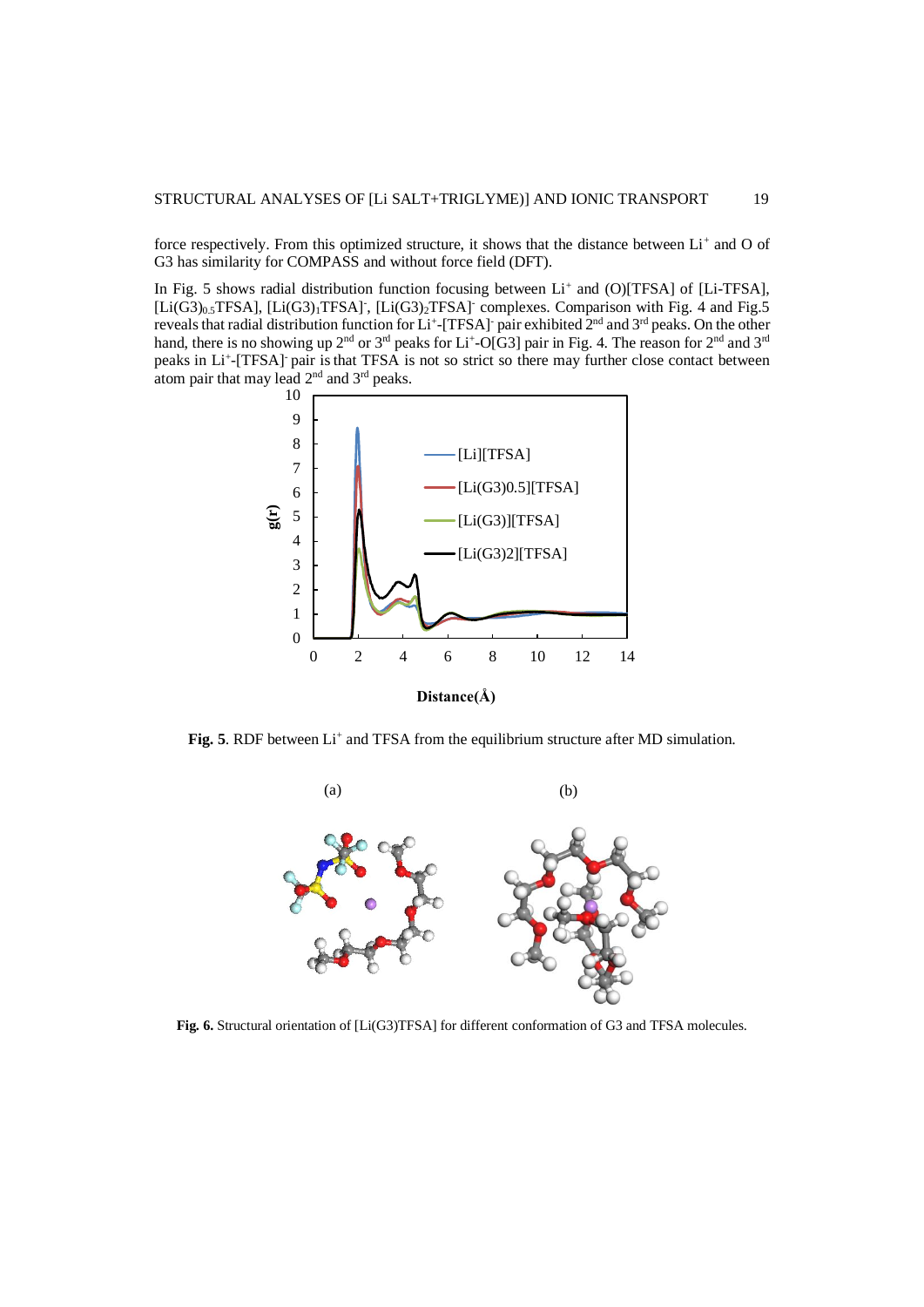force respectively. From this optimized structure, it shows that the distance between $Li^+$ and O of G3 has similarity for COMPASS and without force field (DFT).

In Fig. 5 shows radial distribution function focusing between $Li^+$ and (O)[TFSA] of [Li-TFSA], $[Li(G3)_{0.5}TFSA]$, $[Li(G3)_1TFSA]^-$, $[Li(G3)_2TFSA]^-$ complexes. Comparison with Fig. 4 and Fig.5 reveals that radial distribution function for $Li^+$-$[TFSA]^-$ pair exhibited 2nd and 3rd peaks. On the other hand, there is no showing up 2nd or 3rd peaks for $Li^+$-O[G3] pair in Fig. 4. The reason for 2nd and 3rd peaks in $Li^+$-$[TFSA]^-$ pair is that TFSA is not so strict so there may further close contact between atom pair that may lead 2nd and 3rd peaks.

**Fig. 5**. RDF between $Li^+$ and TFSA from the equilibrium structure after MD simulation.

(a) (b)

**Fig. 6.** Structural orientation of [Li(G3)TFSA] for different conformation of G3 and TFSA molecules.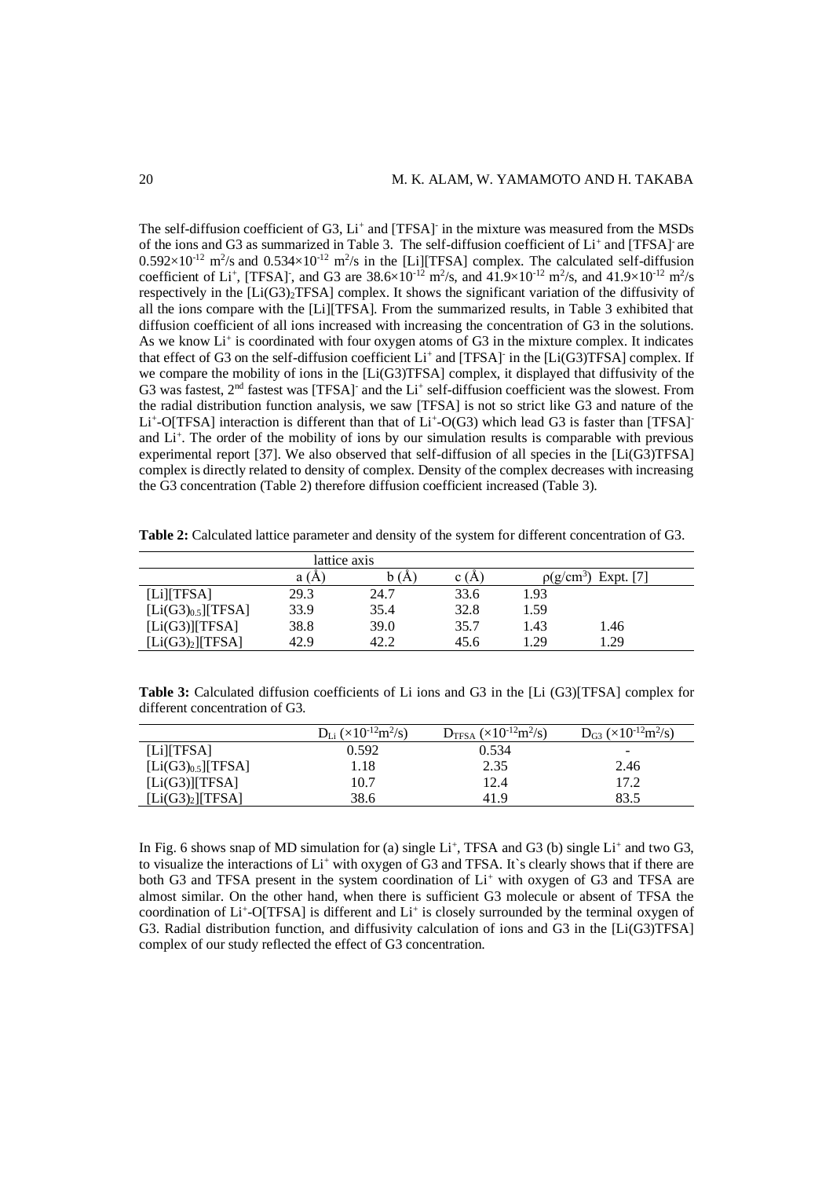The self-diffusion coefficient of G3, $Li^+$ and $[TFSA]^-$ in the mixture was measured from the MSDs of the ions and G3 as summarized in Table 3. The self-diffusion coefficient of $Li^+$ and $[TFSA]^-$ are $0.592\times10^{-12}$ $m^2/s$ and $0.534\times10^{-12}$ $m^2/s$ in the [Li][TFSA] complex. The calculated self-diffusion coefficient of $Li^+$, $[TFSA]^-$, and G3 are $38.6\times10^{-12}$ $m^2/s$, and $41.9\times10^{-12}$ $m^2/s$, and $41.9\times10^{-12}$ $m^2/s$ respectively in the $[Li(G3)_2TFSA]$ complex. It shows the significant variation of the diffusivity of all the ions compare with the [Li][TFSA]. From the summarized results, in Table 3 exhibited that diffusion coefficient of all ions increased with increasing the concentration of G3 in the solutions. As we know $Li^+$ is coordinated with four oxygen atoms of G3 in the mixture complex. It indicates that effect of G3 on the self-diffusion coefficient $Li^+$ and $[TFSA]^-$ in the [Li(G3)TFSA] complex. If we compare the mobility of ions in the [Li(G3)TFSA] complex, it displayed that diffusivity of the G3 was fastest, 2nd fastest was $[TFSA]^-$ and the $Li^+$ self-diffusion coefficient was the slowest. From the radial distribution function analysis, we saw [TFSA] is not so strict like G3 and nature of the $Li^+$-O[TFSA] interaction is different than that of $Li^+$-O(G3) which lead G3 is faster than $[TFSA]^-$ and $Li^+$. The order of the mobility of ions by our simulation results is comparable with previous experimental report [37]. We also observed that self-diffusion of all species in the [Li(G3)TFSA] complex is directly related to density of complex. Density of the complex decreases with increasing the G3 concentration (Table 2) therefore diffusion coefficient increased (Table 3).

**Table 2:** Calculated lattice parameter and density of the system for different concentration of G3.

| | lattice axis | | | | |
|---|---|---|---|---|---|
| | a (Å) | b (Å) | c (Å) | $\rho$($g/cm^3$) | Expt. [7] |
| [Li][TFSA] | 29.3 | 24.7 | 33.6 | 1.93 | |
| $[Li(G3)_{0.5}]$[TFSA] | 33.9 | 35.4 | 32.8 | 1.59 | |
| [Li(G3)][TFSA] | 38.8 | 39.0 | 35.7 | 1.43 | 1.46 |
| $[Li(G3)_2]$[TFSA] | 42.9 | 42.2 | 45.6 | 1.29 | 1.29 |

**Table 3:** Calculated diffusion coefficients of Li ions and G3 in the [Li (G3)][TFSA] complex for different concentration of G3.

| | $D_{Li}$ ($\times10^{-12}m^2/s$) | $D_{TFSA}$ ($\times10^{-12}m^2/s$) | $D_{G3}$ ($\times10^{-12}m^2/s$) |
|---|---|---|---|
| [Li][TFSA] | 0.592 | 0.534 | - |
| $[Li(G3)_{0.5}]$[TFSA] | 1.18 | 2.35 | 2.46 |
| [Li(G3)][TFSA] | 10.7 | 12.4 | 17.2 |
| $[Li(G3)_2]$[TFSA] | 38.6 | 41.9 | 83.5 |

In Fig. 6 shows snap of MD simulation for (a) single $Li^+$, TFSA and G3 (b) single $Li^+$ and two G3, to visualize the interactions of $Li^+$ with oxygen of G3 and TFSA. It`s clearly shows that if there are both G3 and TFSA present in the system coordination of $Li^+$ with oxygen of G3 and TFSA are almost similar. On the other hand, when there is sufficient G3 molecule or absent of TFSA the coordination of $Li^+$-O[TFSA] is different and $Li^+$ is closely surrounded by the terminal oxygen of G3. Radial distribution function, and diffusivity calculation of ions and G3 in the [Li(G3)TFSA] complex of our study reflected the effect of G3 concentration.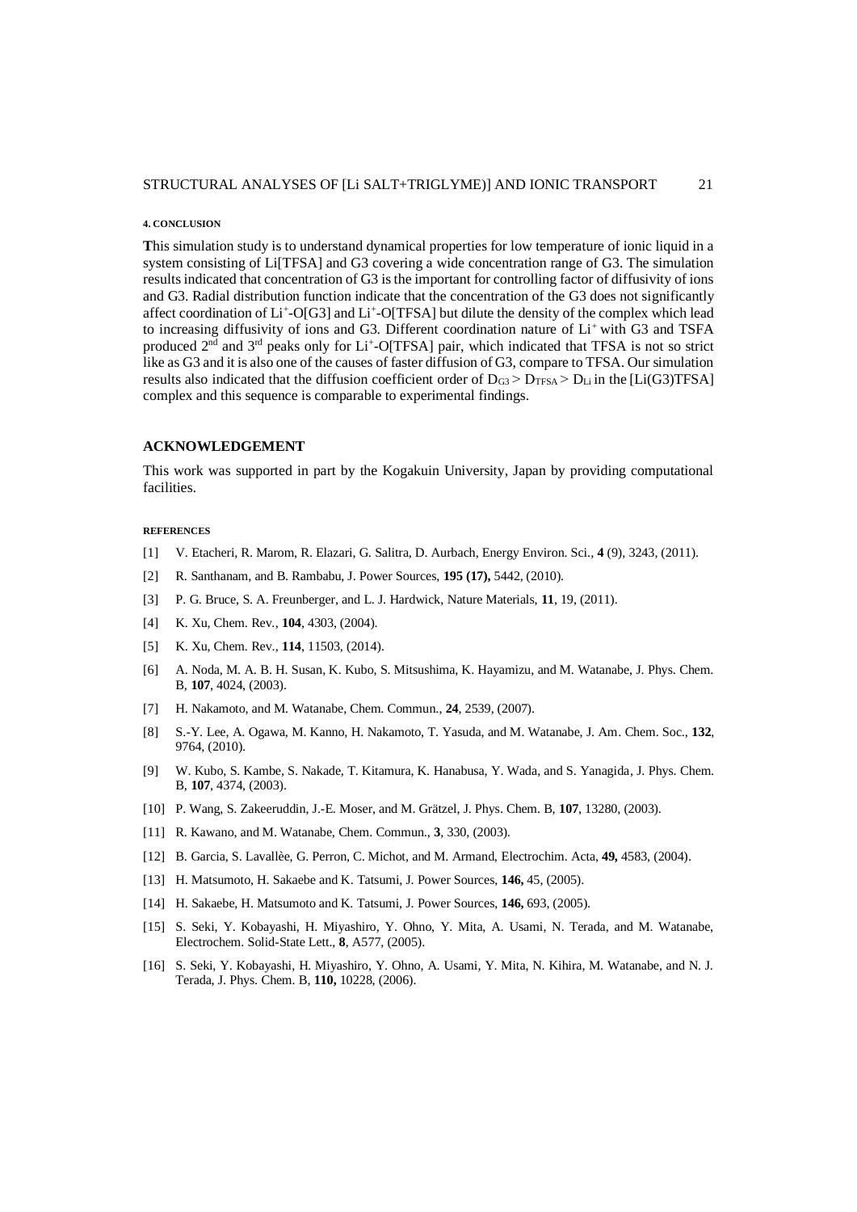#### 4. CONCLUSION

**T**his simulation study is to understand dynamical properties for low temperature of ionic liquid in a system consisting of Li[TFSA] and G3 covering a wide concentration range of G3. The simulation results indicated that concentration of G3 is the important for controlling factor of diffusivity of ions and G3. Radial distribution function indicate that the concentration of the G3 does not significantly affect coordination of $Li^+$-O[G3] and $Li^+$-O[TFSA] but dilute the density of the complex which lead to increasing diffusivity of ions and G3. Different coordination nature of $Li^+$ with G3 and TSFA produced 2nd and 3rd peaks only for $Li^+$-O[TFSA] pair, which indicated that TFSA is not so strict like as G3 and it is also one of the causes of faster diffusion of G3, compare to TFSA. Our simulation results also indicated that the diffusion coefficient order of $D_{G3} > D_{TFSA} > D_{Li}$ in the [Li(G3)TFSA] complex and this sequence is comparable to experimental findings.

### ACKNOWLEDGEMENT

This work was supported in part by the Kogakuin University, Japan by providing computational facilities.

#### REFERENCES

[1] V. Etacheri, R. Marom, R. Elazari, G. Salitra, D. Aurbach, Energy Environ. Sci., **4** (9), 3243, (2011).

[2] R. Santhanam, and B. Rambabu, J. Power Sources, **195 (17),** 5442, (2010).

[3] P. G. Bruce, S. A. Freunberger, and L. J. Hardwick, Nature Materials, **11**, 19, (2011).

[4] K. Xu, Chem. Rev., **104**, 4303, (2004).

[5] K. Xu, Chem. Rev., **114**, 11503, (2014).

[6] A. Noda, M. A. B. H. Susan, K. Kubo, S. Mitsushima, K. Hayamizu, and M. Watanabe, J. Phys. Chem. B, **107**, 4024, (2003).

[7] H. Nakamoto, and M. Watanabe, Chem. Commun., **24**, 2539, (2007).

[8] S.-Y. Lee, A. Ogawa, M. Kanno, H. Nakamoto, T. Yasuda, and M. Watanabe, J. Am. Chem. Soc., **132**, 9764, (2010).

[9] W. Kubo, S. Kambe, S. Nakade, T. Kitamura, K. Hanabusa, Y. Wada, and S. Yanagida, J. Phys. Chem. B, **107**, 4374, (2003).

[10] P. Wang, S. Zakeeruddin, J.-E. Moser, and M. Grätzel, J. Phys. Chem. B, **107**, 13280, (2003).

[11] R. Kawano, and M. Watanabe, Chem. Commun., **3**, 330, (2003).

[12] B. Garcia, S. Lavallèe, G. Perron, C. Michot, and M. Armand, Electrochim. Acta, **49,** 4583, (2004).

[13] H. Matsumoto, H. Sakaebe and K. Tatsumi, J. Power Sources, **146,** 45, (2005).

[14] H. Sakaebe, H. Matsumoto and K. Tatsumi, J. Power Sources, **146,** 693, (2005).

[15] S. Seki, Y. Kobayashi, H. Miyashiro, Y. Ohno, Y. Mita, A. Usami, N. Terada, and M. Watanabe, Electrochem. Solid-State Lett., **8**, A577, (2005).

[16] S. Seki, Y. Kobayashi, H. Miyashiro, Y. Ohno, A. Usami, Y. Mita, N. Kihira, M. Watanabe, and N. J. Terada, J. Phys. Chem. B, **110,** 10228, (2006).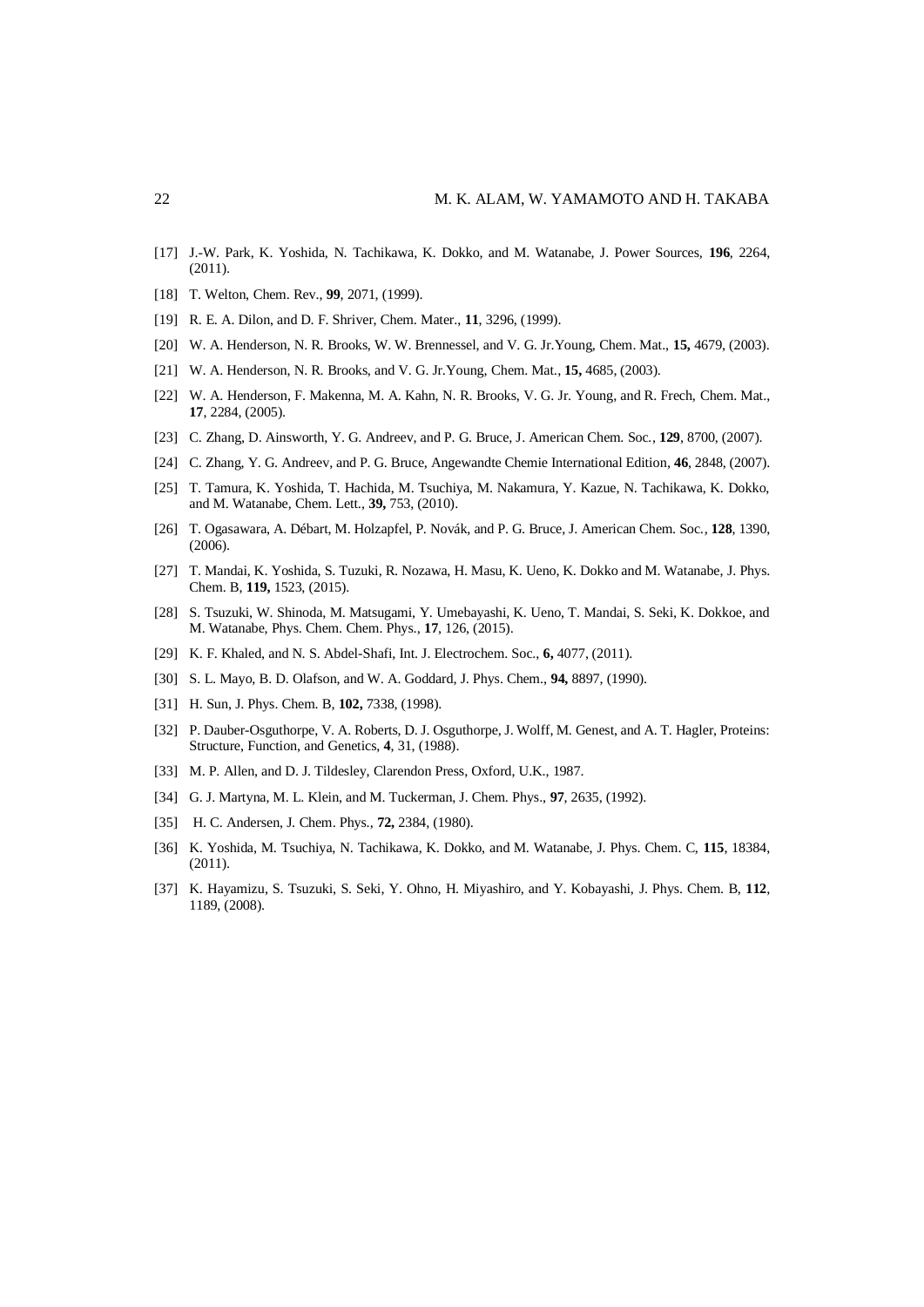[17] J.-W. Park, K. Yoshida, N. Tachikawa, K. Dokko, and M. Watanabe, J. Power Sources, **196**, 2264, (2011).

[18] T. Welton, Chem. Rev., **99**, 2071, (1999).

[19] R. E. A. Dilon, and D. F. Shriver, Chem. Mater., **11**, 3296, (1999).

[20] W. A. Henderson, N. R. Brooks, W. W. Brennessel, and V. G. Jr.Young, Chem. Mat., **15,** 4679, (2003).

[21] W. A. Henderson, N. R. Brooks, and V. G. Jr.Young, Chem. Mat., **15,** 4685, (2003).

[22] W. A. Henderson, F. Makenna, M. A. Kahn, N. R. Brooks, V. G. Jr. Young, and R. Frech, Chem. Mat., **17**, 2284, (2005).

[23] C. Zhang, D. Ainsworth, Y. G. Andreev, and P. G. Bruce, J. American Chem. Soc., **129**, 8700, (2007).

[24] C. Zhang, Y. G. Andreev, and P. G. Bruce, Angewandte Chemie International Edition, **46**, 2848, (2007).

[25] T. Tamura, K. Yoshida, T. Hachida, M. Tsuchiya, M. Nakamura, Y. Kazue, N. Tachikawa, K. Dokko, and M. Watanabe, Chem. Lett., **39,** 753, (2010).

[26] T. Ogasawara, A. Débart, M. Holzapfel, P. Novák, and P. G. Bruce, J. American Chem. Soc., **128**, 1390, (2006).

[27] T. Mandai, K. Yoshida, S. Tuzuki, R. Nozawa, H. Masu, K. Ueno, K. Dokko and M. Watanabe, J. Phys. Chem. B, **119,** 1523, (2015).

[28] S. Tsuzuki, W. Shinoda, M. Matsugami, Y. Umebayashi, K. Ueno, T. Mandai, S. Seki, K. Dokkoe, and M. Watanabe, Phys. Chem. Chem. Phys., **17**, 126, (2015).

[29] K. F. Khaled, and N. S. Abdel-Shafi, Int. J. Electrochem. Soc., **6,** 4077, (2011).

[30] S. L. Mayo, B. D. Olafson, and W. A. Goddard, J. Phys. Chem., **94,** 8897, (1990).

[31] H. Sun, J. Phys. Chem. B, **102,** 7338, (1998).

[32] P. Dauber-Osguthorpe, V. A. Roberts, D. J. Osguthorpe, J. Wolff, M. Genest, and A. T. Hagler, Proteins: Structure, Function, and Genetics, **4**, 31, (1988).

[33] M. P. Allen, and D. J. Tildesley, Clarendon Press, Oxford, U.K., 1987.

[34] G. J. Martyna, M. L. Klein, and M. Tuckerman, J. Chem. Phys., **97**, 2635, (1992).

[35] H. C. Andersen, J. Chem. Phys., **72,** 2384, (1980).

[36] K. Yoshida, M. Tsuchiya, N. Tachikawa, K. Dokko, and M. Watanabe, J. Phys. Chem. C, **115**, 18384, (2011).

[37] K. Hayamizu, S. Tsuzuki, S. Seki, Y. Ohno, H. Miyashiro, and Y. Kobayashi, J. Phys. Chem. B, **112**, 1189, (2008).